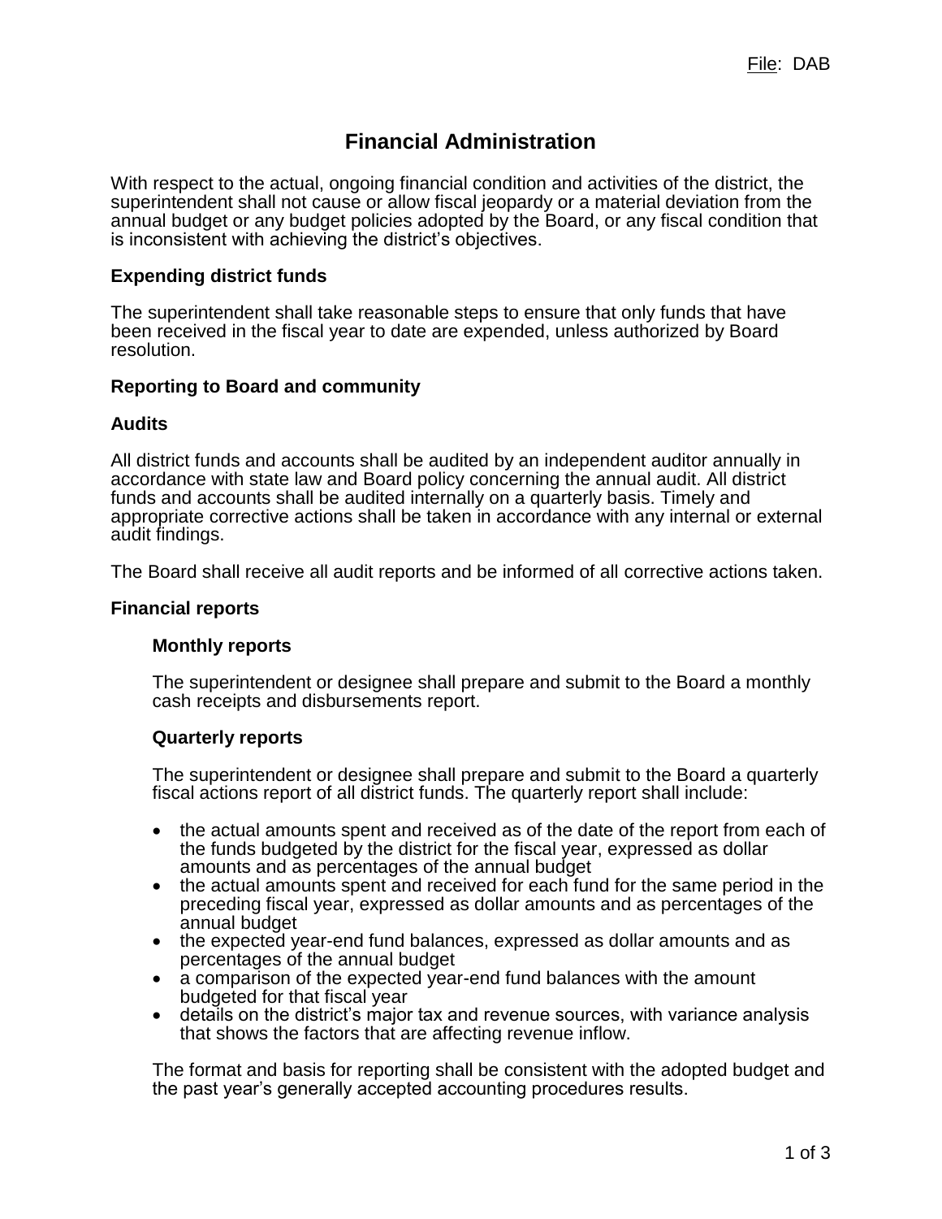File: DAB

# Financial Administration

With respect to the actual, ongoing financial condition and activities of the district, the superintendent shall not cause or allow fiscal jeopardy or a material deviation from the annual budget or any budget policies adopted by the Board, or any fiscal condition that is inconsistent with achieving the district's objectives.

## Expending district funds

The superintendent shall take reasonable steps to ensure that only funds that have been received in the fiscal year to date are expended, unless authorized by Board resolution.

## Reporting to Board and community

## Audits

All district funds and accounts shall be audited by an independent auditor annually in accordance with state law and Board policy concerning the annual audit. All district funds and accounts shall be audited internally on a quarterly basis. Timely and appropriate corrective actions shall be taken in accordance with any internal or external audit findings.

The Board shall receive all audit reports and be informed of all corrective actions taken.

## Financial reports

### Monthly reports

The superintendent or designee shall prepare and submit to the Board a monthly cash receipts and disbursements report.

### Quarterly reports

The superintendent or designee shall prepare and submit to the Board a quarterly fiscal actions report of all district funds. The quarterly report shall include:

- the actual amounts spent and received as of the date of the report from each of the funds budgeted by the district for the fiscal year, expressed as dollar amounts and as percentages of the annual budget
- the actual amounts spent and received for each fund for the same period in the preceding fiscal year, expressed as dollar amounts and as percentages of the annual budget
- the expected year-end fund balances, expressed as dollar amounts and as percentages of the annual budget
- a comparison of the expected year-end fund balances with the amount budgeted for that fiscal year
- details on the district's major tax and revenue sources, with variance analysis that shows the factors that are affecting revenue inflow.

The format and basis for reporting shall be consistent with the adopted budget and the past year's generally accepted accounting procedures results.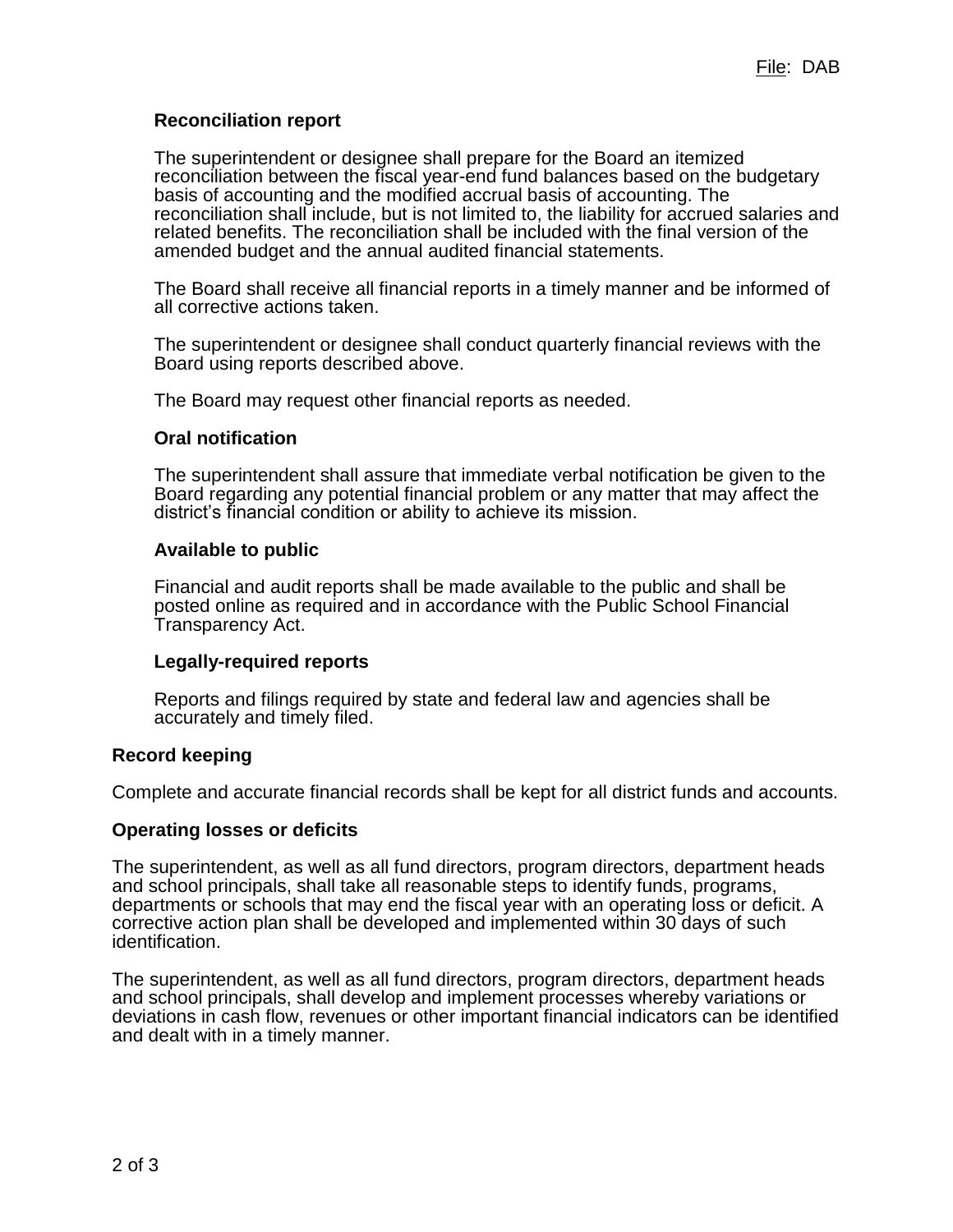### Reconciliation report

The superintendent or designee shall prepare for the Board an itemized reconciliation between the fiscal year-end fund balances based on the budgetary basis of accounting and the modified accrual basis of accounting. The reconciliation shall include, but is not limited to, the liability for accrued salaries and related benefits. The reconciliation shall be included with the final version of the amended budget and the annual audited financial statements.

The Board shall receive all financial reports in a timely manner and be informed of all corrective actions taken.

The superintendent or designee shall conduct quarterly financial reviews with the Board using reports described above.

The Board may request other financial reports as needed.

### Oral notification

The superintendent shall assure that immediate verbal notification be given to the Board regarding any potential financial problem or any matter that may affect the district's financial condition or ability to achieve its mission.

### Available to public

Financial and audit reports shall be made available to the public and shall be posted online as required and in accordance with the Public School Financial Transparency Act.

### Legally-required reports

Reports and filings required by state and federal law and agencies shall be accurately and timely filed.

## Record keeping

Complete and accurate financial records shall be kept for all district funds and accounts.

## Operating losses or deficits

The superintendent, as well as all fund directors, program directors, department heads and school principals, shall take all reasonable steps to identify funds, programs, departments or schools that may end the fiscal year with an operating loss or deficit. A corrective action plan shall be developed and implemented within 30 days of such identification.

The superintendent, as well as all fund directors, program directors, department heads and school principals, shall develop and implement processes whereby variations or deviations in cash flow, revenues or other important financial indicators can be identified and dealt with in a timely manner.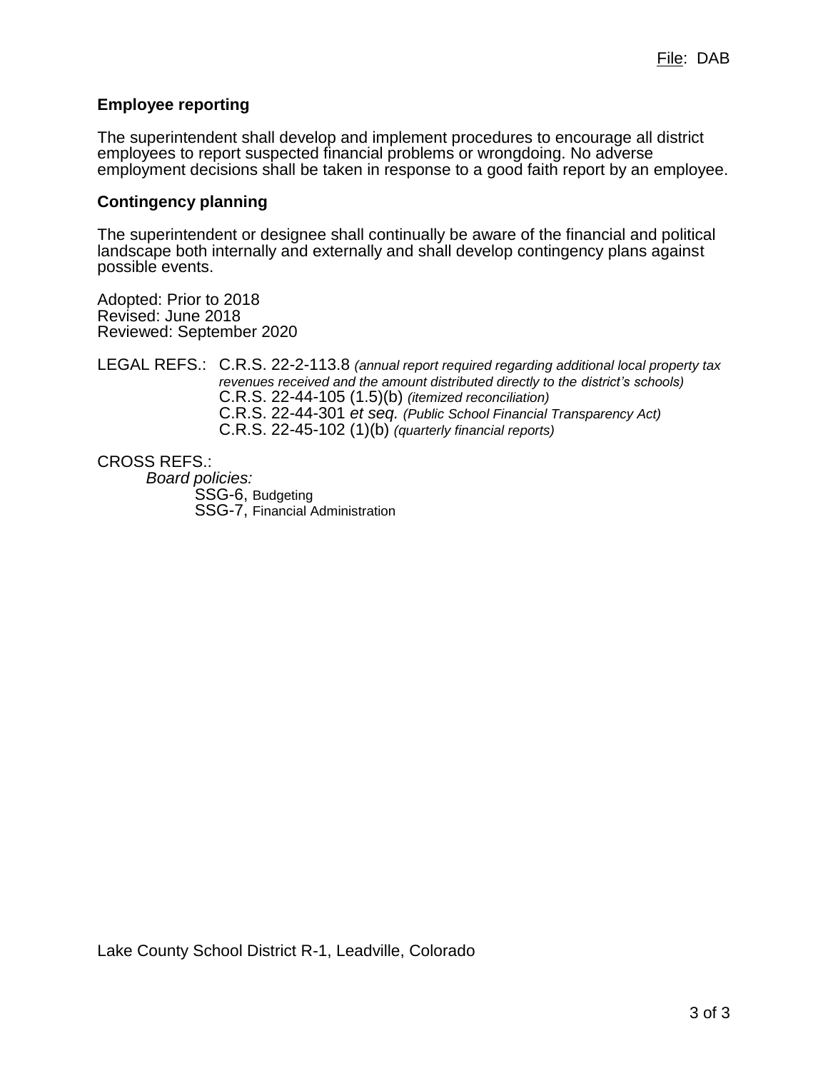**Employee reporting**

The superintendent shall develop and implement procedures to encourage all district employees to report suspected financial problems or wrongdoing. No adverse employment decisions shall be taken in response to a good faith report by an employee.

**Contingency planning**

The superintendent or designee shall continually be aware of the financial and political landscape both internally and externally and shall develop contingency plans against possible events.

Adopted: Prior to 2018
Revised: June 2018
Reviewed: September 2020

LEGAL REFS.: C.R.S. 22-2-113.8 *(annual report required regarding additional local property tax revenues received and the amount distributed directly to the district's schools)*
C.R.S. 22-44-105 (1.5)(b) *(itemized reconciliation)*
C.R.S. 22-44-301 *et seq.* *(Public School Financial Transparency Act)*
C.R.S. 22-45-102 (1)(b) *(quarterly financial reports)*

CROSS REFS.:
*Board policies:*
SSG-6, Budgeting
SSG-7, Financial Administration

Lake County School District R-1, Leadville, Colorado